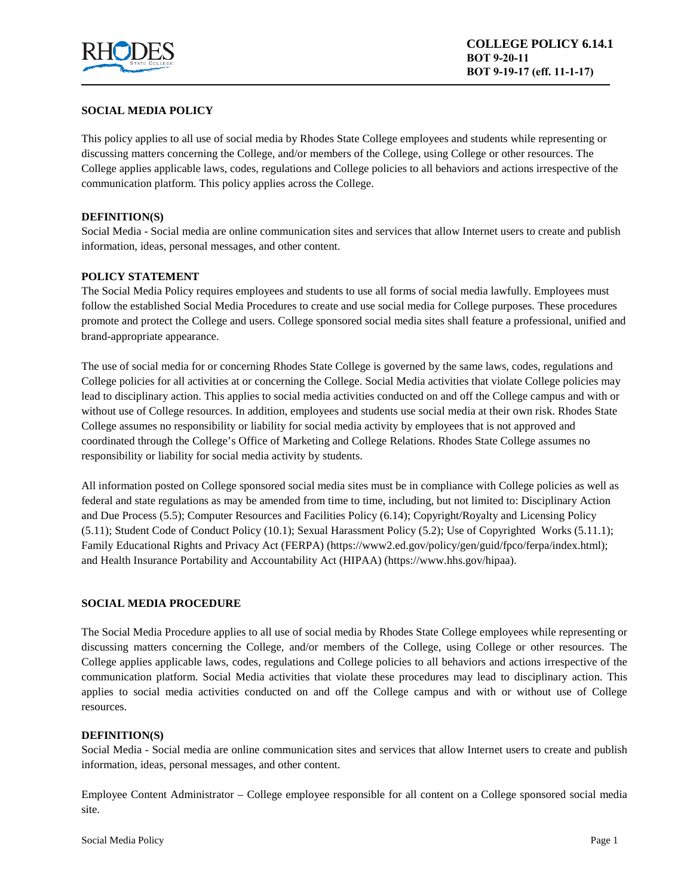**COLLEGE POLICY 6.14.1**
**BOT 9-20-11**
**BOT 9-19-17 (eff. 11-1-17)**

## SOCIAL MEDIA POLICY

This policy applies to all use of social media by Rhodes State College employees and students while representing or discussing matters concerning the College, and/or members of the College, using College or other resources. The College applies applicable laws, codes, regulations and College policies to all behaviors and actions irrespective of the communication platform. This policy applies across the College.

### DEFINITION(S)

Social Media - Social media are online communication sites and services that allow Internet users to create and publish information, ideas, personal messages, and other content.

### POLICY STATEMENT

The Social Media Policy requires employees and students to use all forms of social media lawfully. Employees must follow the established Social Media Procedures to create and use social media for College purposes. These procedures promote and protect the College and users. College sponsored social media sites shall feature a professional, unified and brand-appropriate appearance.

The use of social media for or concerning Rhodes State College is governed by the same laws, codes, regulations and College policies for all activities at or concerning the College. Social Media activities that violate College policies may lead to disciplinary action. This applies to social media activities conducted on and off the College campus and with or without use of College resources. In addition, employees and students use social media at their own risk. Rhodes State College assumes no responsibility or liability for social media activity by employees that is not approved and coordinated through the College's Office of Marketing and College Relations. Rhodes State College assumes no responsibility or liability for social media activity by students.

All information posted on College sponsored social media sites must be in compliance with College policies as well as federal and state regulations as may be amended from time to time, including, but not limited to: Disciplinary Action and Due Process (5.5); Computer Resources and Facilities Policy (6.14); Copyright/Royalty and Licensing Policy (5.11); Student Code of Conduct Policy (10.1); Sexual Harassment Policy (5.2); Use of Copyrighted Works (5.11.1); Family Educational Rights and Privacy Act (FERPA) (https://www2.ed.gov/policy/gen/guid/fpco/ferpa/index.html); and Health Insurance Portability and Accountability Act (HIPAA) (https://www.hhs.gov/hipaa).

## SOCIAL MEDIA PROCEDURE

The Social Media Procedure applies to all use of social media by Rhodes State College employees while representing or discussing matters concerning the College, and/or members of the College, using College or other resources. The College applies applicable laws, codes, regulations and College policies to all behaviors and actions irrespective of the communication platform. Social Media activities that violate these procedures may lead to disciplinary action. This applies to social media activities conducted on and off the College campus and with or without use of College resources.

### DEFINITION(S)

Social Media - Social media are online communication sites and services that allow Internet users to create and publish information, ideas, personal messages, and other content.

Employee Content Administrator – College employee responsible for all content on a College sponsored social media site.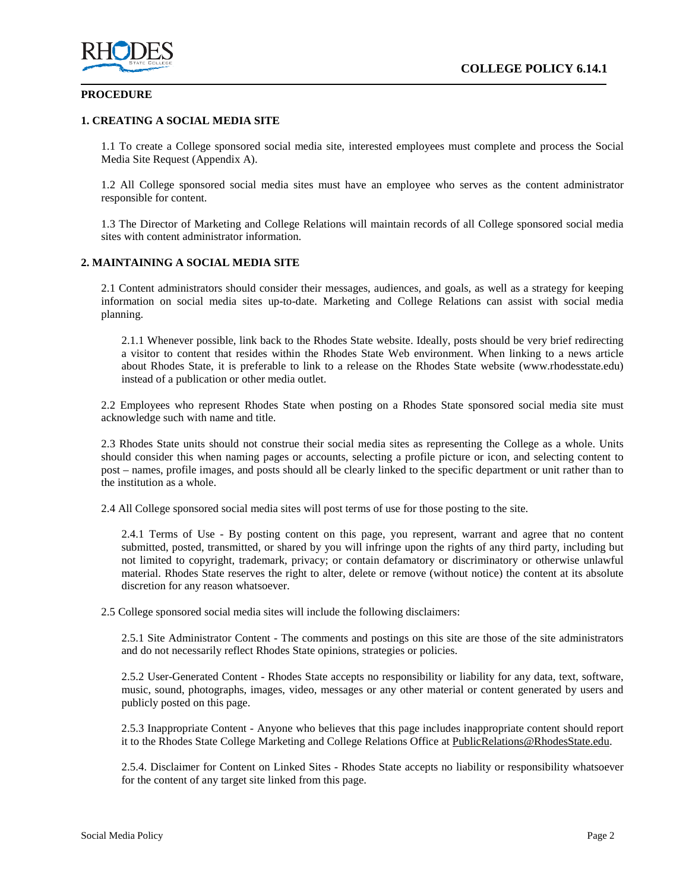**PROCEDURE**

## 1. CREATING A SOCIAL MEDIA SITE

1.1 To create a College sponsored social media site, interested employees must complete and process the Social Media Site Request (Appendix A).

1.2 All College sponsored social media sites must have an employee who serves as the content administrator responsible for content.

1.3 The Director of Marketing and College Relations will maintain records of all College sponsored social media sites with content administrator information.

## 2. MAINTAINING A SOCIAL MEDIA SITE

2.1 Content administrators should consider their messages, audiences, and goals, as well as a strategy for keeping information on social media sites up-to-date. Marketing and College Relations can assist with social media planning.

2.1.1 Whenever possible, link back to the Rhodes State website. Ideally, posts should be very brief redirecting a visitor to content that resides within the Rhodes State Web environment. When linking to a news article about Rhodes State, it is preferable to link to a release on the Rhodes State website (www.rhodesstate.edu) instead of a publication or other media outlet.

2.2 Employees who represent Rhodes State when posting on a Rhodes State sponsored social media site must acknowledge such with name and title.

2.3 Rhodes State units should not construe their social media sites as representing the College as a whole. Units should consider this when naming pages or accounts, selecting a profile picture or icon, and selecting content to post – names, profile images, and posts should all be clearly linked to the specific department or unit rather than to the institution as a whole.

2.4 All College sponsored social media sites will post terms of use for those posting to the site.

2.4.1 Terms of Use - By posting content on this page, you represent, warrant and agree that no content submitted, posted, transmitted, or shared by you will infringe upon the rights of any third party, including but not limited to copyright, trademark, privacy; or contain defamatory or discriminatory or otherwise unlawful material. Rhodes State reserves the right to alter, delete or remove (without notice) the content at its absolute discretion for any reason whatsoever.

2.5 College sponsored social media sites will include the following disclaimers:

2.5.1 Site Administrator Content - The comments and postings on this site are those of the site administrators and do not necessarily reflect Rhodes State opinions, strategies or policies.

2.5.2 User-Generated Content - Rhodes State accepts no responsibility or liability for any data, text, software, music, sound, photographs, images, video, messages or any other material or content generated by users and publicly posted on this page.

2.5.3 Inappropriate Content - Anyone who believes that this page includes inappropriate content should report it to the Rhodes State College Marketing and College Relations Office at PublicRelations@RhodesState.edu.

2.5.4. Disclaimer for Content on Linked Sites - Rhodes State accepts no liability or responsibility whatsoever for the content of any target site linked from this page.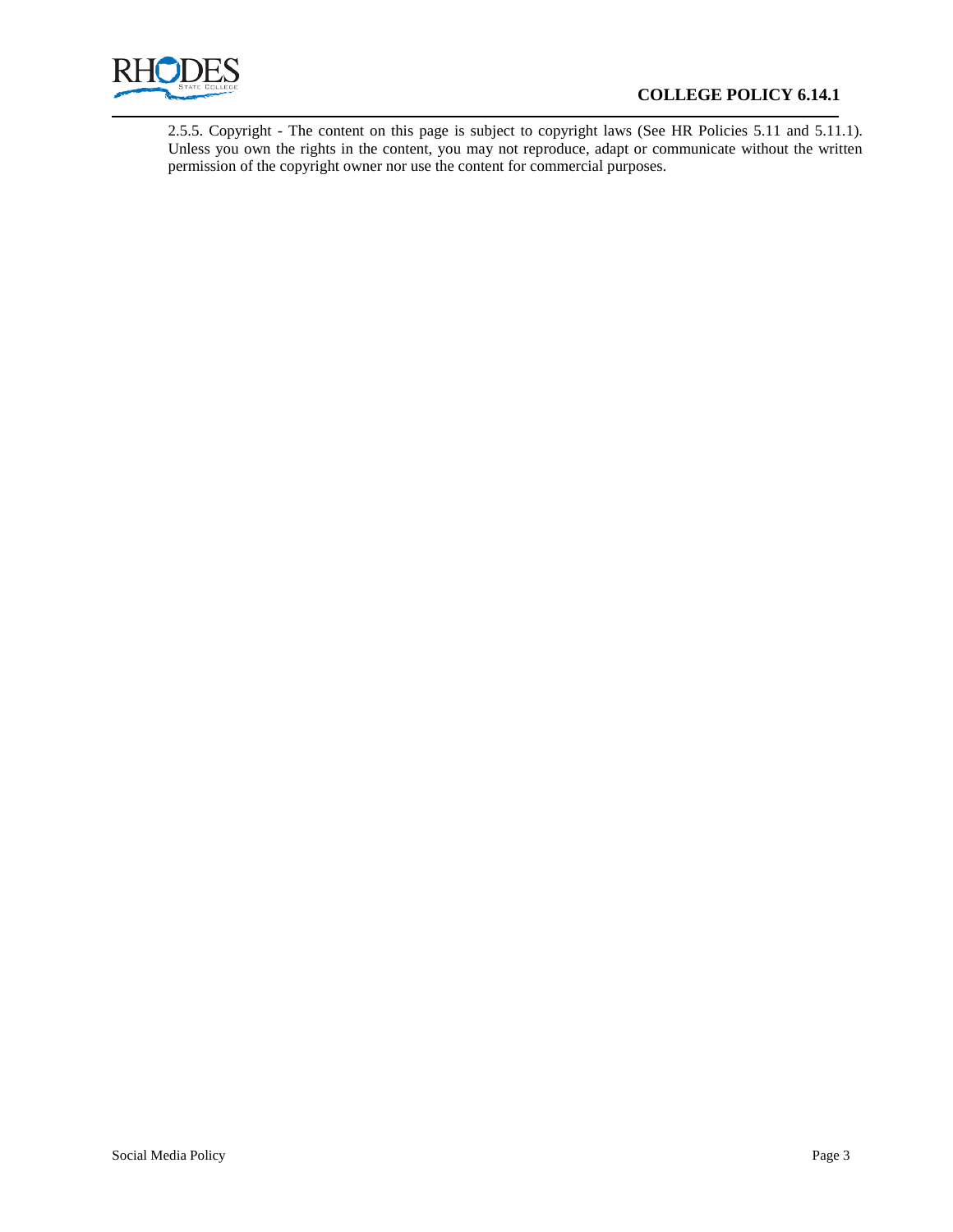2.5.5. Copyright - The content on this page is subject to copyright laws (See HR Policies 5.11 and 5.11.1). Unless you own the rights in the content, you may not reproduce, adapt or communicate without the written permission of the copyright owner nor use the content for commercial purposes.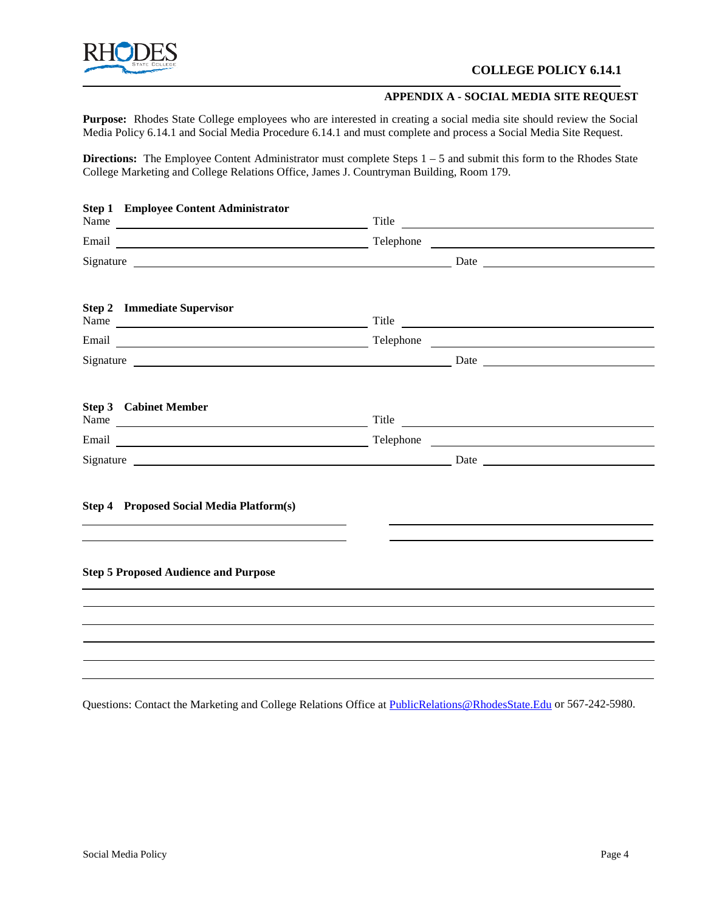**COLLEGE POLICY 6.14.1**

**APPENDIX A - SOCIAL MEDIA SITE REQUEST**

**Purpose:** Rhodes State College employees who are interested in creating a social media site should review the Social Media Policy 6.14.1 and Social Media Procedure 6.14.1 and must complete and process a Social Media Site Request.

**Directions:** The Employee Content Administrator must complete Steps 1 – 5 and submit this form to the Rhodes State College Marketing and College Relations Office, James J. Countryman Building, Room 179.

**Step 1 Employee Content Administrator**

Name ______________________ Title ______________________

Email ______________________ Telephone ______________________

Signature ______________________ Date ______________________

**Step 2 Immediate Supervisor**

Name ______________________ Title ______________________

Email ______________________ Telephone ______________________

Signature ______________________ Date ______________________

**Step 3 Cabinet Member**

Name ______________________ Title ______________________

Email ______________________ Telephone ______________________

Signature ______________________ Date ______________________

**Step 4 Proposed Social Media Platform(s)**

______________________ ______________________

______________________ ______________________

**Step 5 Proposed Audience and Purpose**

______________________________________________

______________________________________________

______________________________________________

______________________________________________

______________________________________________

______________________________________________

Questions: Contact the Marketing and College Relations Office at PublicRelations@RhodesState.Edu or 567-242-5980.